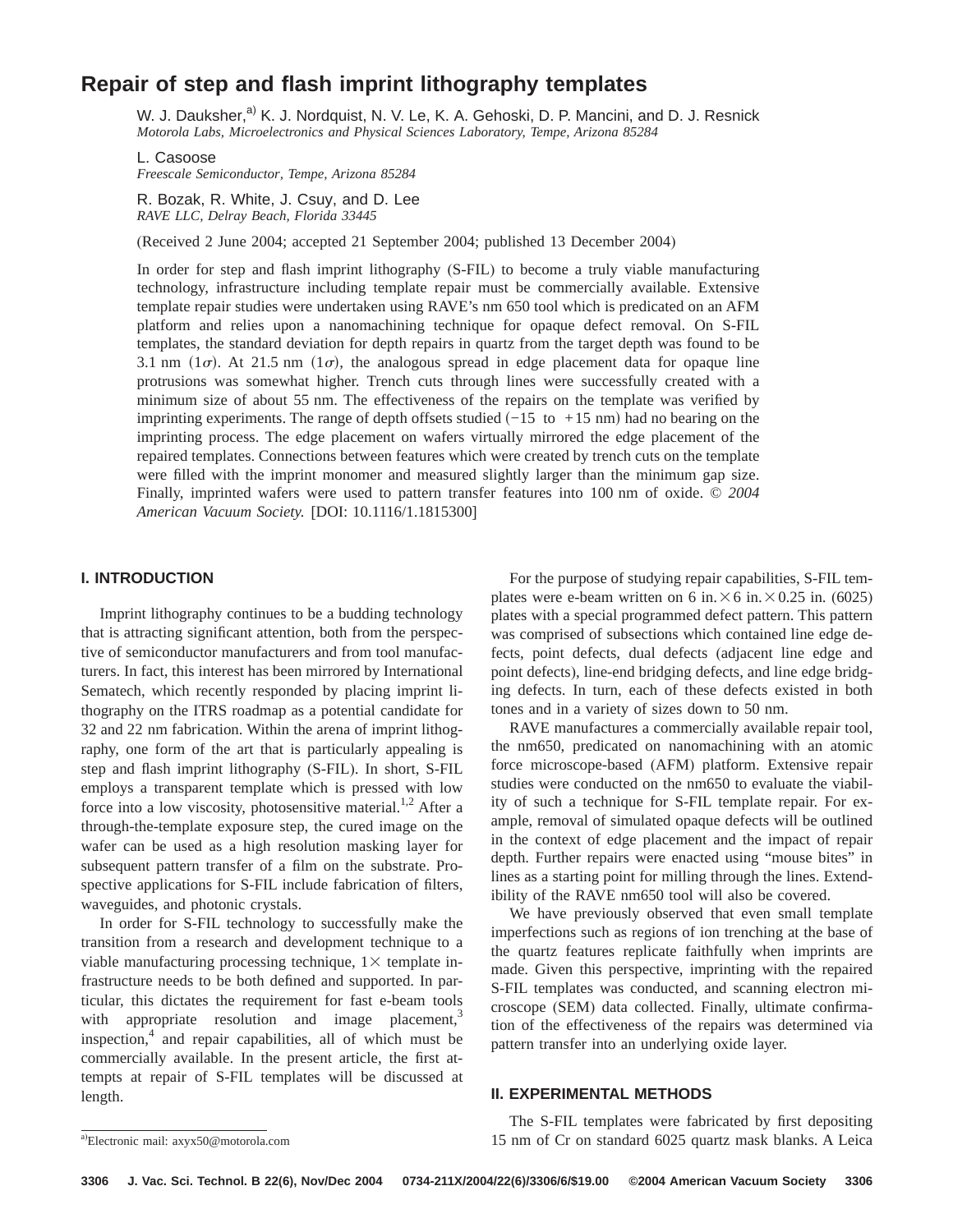# Repair of step and flash imprint lithography templates

W. J. Dauksher,[a] K. J. Nordquist, N. V. Le, K. A. Gehoski, D. P. Mancini, and D. J. Resnick
*Motorola Labs, Microelectronics and Physical Sciences Laboratory, Tempe, Arizona 85284*

L. Casoose
*Freescale Semiconductor, Tempe, Arizona 85284*

R. Bozak, R. White, J. Csuy, and D. Lee
*RAVE LLC, Delray Beach, Florida 33445*

(Received 2 June 2004; accepted 21 September 2004; published 13 December 2004)

In order for step and flash imprint lithography (S-FIL) to become a truly viable manufacturing technology, infrastructure including template repair must be commercially available. Extensive template repair studies were undertaken using RAVE's nm 650 tool which is predicated on an AFM platform and relies upon a nanomachining technique for opaque defect removal. On S-FIL templates, the standard deviation for depth repairs in quartz from the target depth was found to be 3.1 nm ($1\sigma$). At 21.5 nm ($1\sigma$), the analogous spread in edge placement data for opaque line protrusions was somewhat higher. Trench cuts through lines were successfully created with a minimum size of about 55 nm. The effectiveness of the repairs on the template was verified by imprinting experiments. The range of depth offsets studied ($-15$ to $+15$ nm) had no bearing on the imprinting process. The edge placement on wafers virtually mirrored the edge placement of the repaired templates. Connections between features which were created by trench cuts on the template were filled with the imprint monomer and measured slightly larger than the minimum gap size. Finally, imprinted wafers were used to pattern transfer features into 100 nm of oxide. © *2004 American Vacuum Society.* [DOI: 10.1116/1.1815300]

## I. INTRODUCTION

Imprint lithography continues to be a budding technology that is attracting significant attention, both from the perspective of semiconductor manufacturers and from tool manufacturers. In fact, this interest has been mirrored by International Sematech, which recently responded by placing imprint lithography on the ITRS roadmap as a potential candidate for 32 and 22 nm fabrication. Within the arena of imprint lithography, one form of the art that is particularly appealing is step and flash imprint lithography (S-FIL). In short, S-FIL employs a transparent template which is pressed with low force into a low viscosity, photosensitive material.[1,2] After a through-the-template exposure step, the cured image on the wafer can be used as a high resolution masking layer for subsequent pattern transfer of a film on the substrate. Prospective applications for S-FIL include fabrication of filters, waveguides, and photonic crystals.

In order for S-FIL technology to successfully make the transition from a research and development technique to a viable manufacturing processing technique, $1\times$ template infrastructure needs to be both defined and supported. In particular, this dictates the requirement for fast e-beam tools with appropriate resolution and image placement,[3] inspection,[4] and repair capabilities, all of which must be commercially available. In the present article, the first attempts at repair of S-FIL templates will be discussed at length.

For the purpose of studying repair capabilities, S-FIL templates were e-beam written on 6 in. $\times$ 6 in. $\times$ 0.25 in. (6025) plates with a special programmed defect pattern. This pattern was comprised of subsections which contained line edge defects, point defects, dual defects (adjacent line edge and point defects), line-end bridging defects, and line edge bridging defects. In turn, each of these defects existed in both tones and in a variety of sizes down to 50 nm.

RAVE manufactures a commercially available repair tool, the nm650, predicated on nanomachining with an atomic force microscope-based (AFM) platform. Extensive repair studies were conducted on the nm650 to evaluate the viability of such a technique for S-FIL template repair. For example, removal of simulated opaque defects will be outlined in the context of edge placement and the impact of repair depth. Further repairs were enacted using "mouse bites" in lines as a starting point for milling through the lines. Extendibility of the RAVE nm650 tool will also be covered.

We have previously observed that even small template imperfections such as regions of ion trenching at the base of the quartz features replicate faithfully when imprints are made. Given this perspective, imprinting with the repaired S-FIL templates was conducted, and scanning electron microscope (SEM) data collected. Finally, ultimate confirmation of the effectiveness of the repairs was determined via pattern transfer into an underlying oxide layer.

## II. EXPERIMENTAL METHODS

The S-FIL templates were fabricated by first depositing 15 nm of Cr on standard 6025 quartz mask blanks. A Leica

[a]Electronic mail: axyx50@motorola.com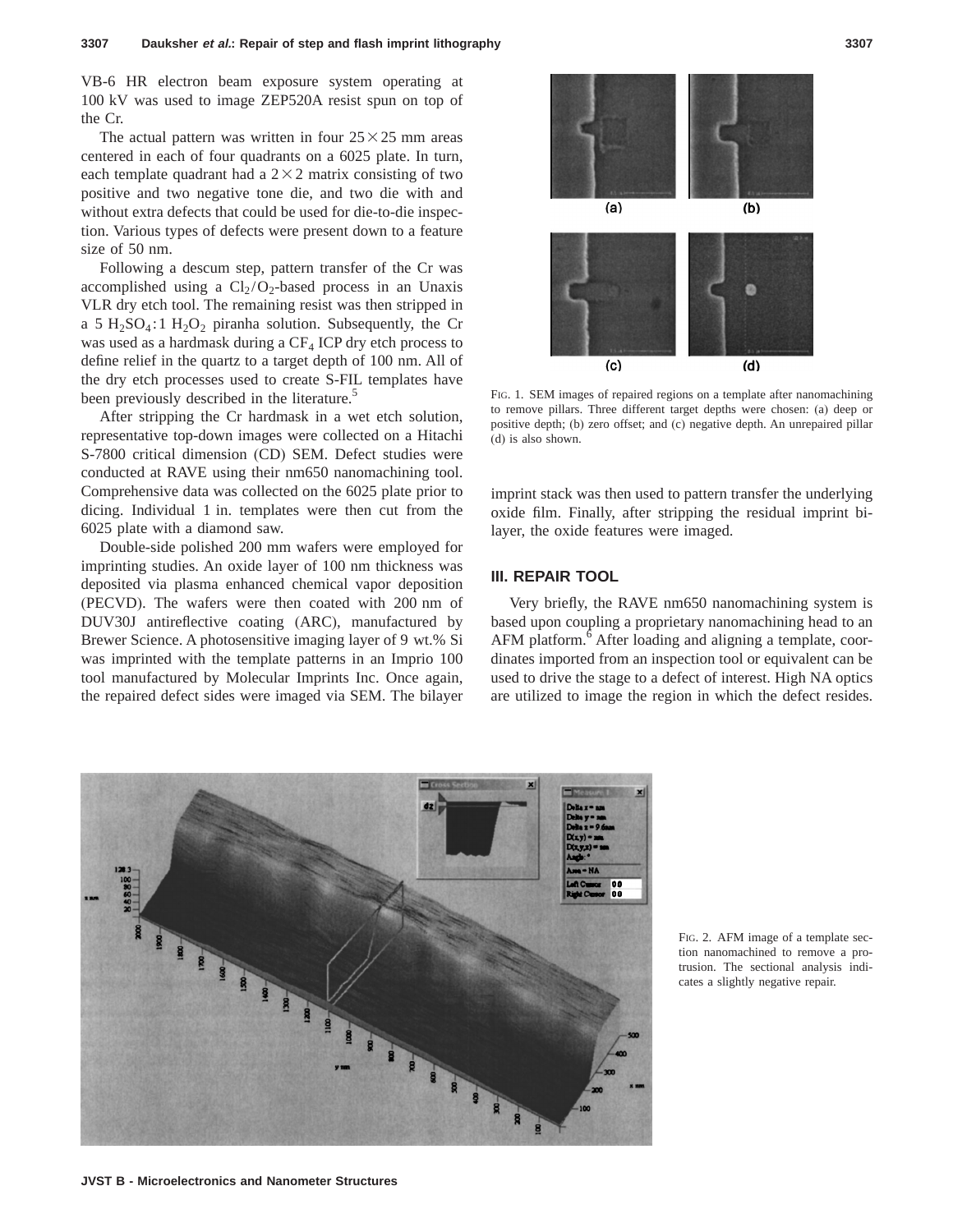VB-6 HR electron beam exposure system operating at 100 kV was used to image ZEP520A resist spun on top of the Cr.

The actual pattern was written in four $25 \times 25$ mm areas centered in each of four quadrants on a 6025 plate. In turn, each template quadrant had a $2 \times 2$ matrix consisting of two positive and two negative tone die, and two die with and without extra defects that could be used for die-to-die inspection. Various types of defects were present down to a feature size of 50 nm.

Following a descum step, pattern transfer of the Cr was accomplished using a $Cl_2/O_2$-based process in an Unaxis VLR dry etch tool. The remaining resist was then stripped in a 5 $H_2SO_4$:1 $H_2O_2$ piranha solution. Subsequently, the Cr was used as a hardmask during a $CF_4$ ICP dry etch process to define relief in the quartz to a target depth of 100 nm. All of the dry etch processes used to create S-FIL templates have been previously described in the literature.[5]

After stripping the Cr hardmask in a wet etch solution, representative top-down images were collected on a Hitachi S-7800 critical dimension (CD) SEM. Defect studies were conducted at RAVE using their nm650 nanomachining tool. Comprehensive data was collected on the 6025 plate prior to dicing. Individual 1 in. templates were then cut from the 6025 plate with a diamond saw.

Double-side polished 200 mm wafers were employed for imprinting studies. An oxide layer of 100 nm thickness was deposited via plasma enhanced chemical vapor deposition (PECVD). The wafers were then coated with 200 nm of DUV30J antireflective coating (ARC), manufactured by Brewer Science. A photosensitive imaging layer of 9 wt.% Si was imprinted with the template patterns in an Imprio 100 tool manufactured by Molecular Imprints Inc. Once again, the repaired defect sides were imaged via SEM. The bilayer imprint stack was then used to pattern transfer the underlying oxide film. Finally, after stripping the residual imprint bilayer, the oxide features were imaged.

FIG. 1. SEM images of repaired regions on a template after nanomachining to remove pillars. Three different target depths were chosen: (a) deep or positive depth; (b) zero offset; and (c) negative depth. An unrepaired pillar (d) is also shown.

## III. REPAIR TOOL

Very briefly, the RAVE nm650 nanomachining system is based upon coupling a proprietary nanomachining head to an AFM platform.[6] After loading and aligning a template, coordinates imported from an inspection tool or equivalent can be used to drive the stage to a defect of interest. High NA optics are utilized to image the region in which the defect resides.

FIG. 2. AFM image of a template section nanomachined to remove a protrusion. The sectional analysis indicates a slightly negative repair.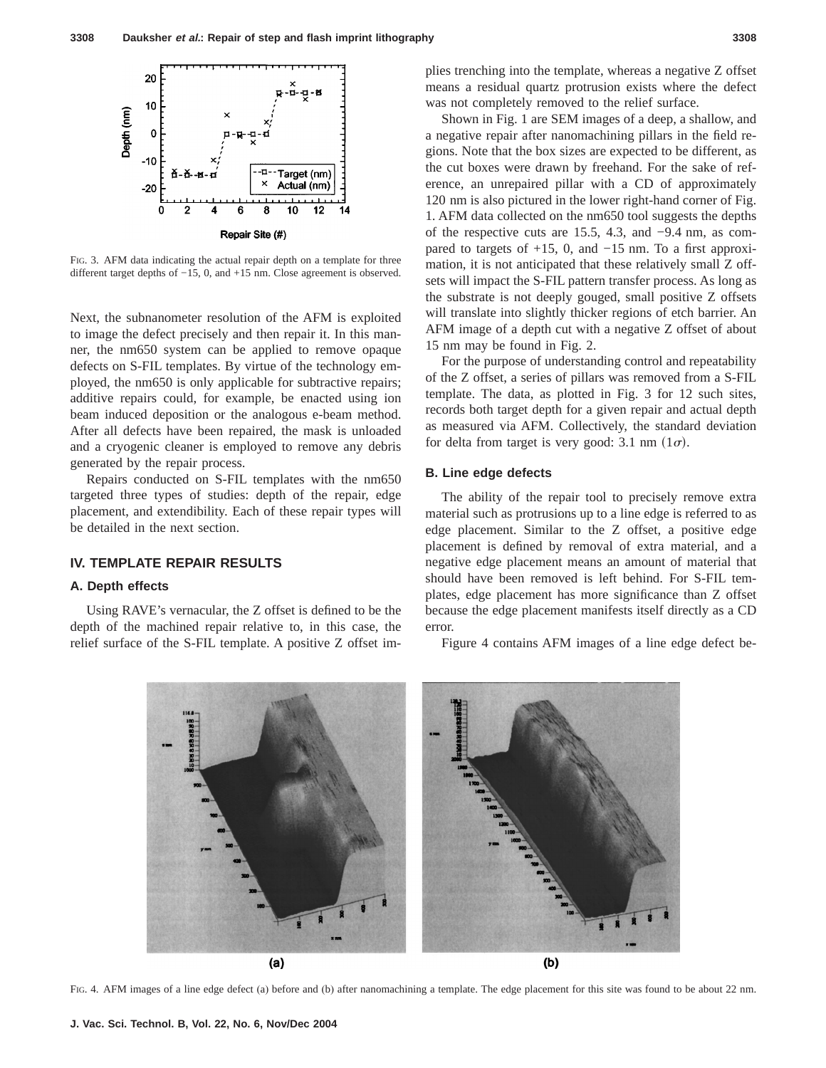FIG. 3. AFM data indicating the actual repair depth on a template for three different target depths of −15, 0, and +15 nm. Close agreement is observed.

Next, the subnanometer resolution of the AFM is exploited to image the defect precisely and then repair it. In this manner, the nm650 system can be applied to remove opaque defects on S-FIL templates. By virtue of the technology employed, the nm650 is only applicable for subtractive repairs; additive repairs could, for example, be enacted using ion beam induced deposition or the analogous e-beam method. After all defects have been repaired, the mask is unloaded and a cryogenic cleaner is employed to remove any debris generated by the repair process.

Repairs conducted on S-FIL templates with the nm650 targeted three types of studies: depth of the repair, edge placement, and extendibility. Each of these repair types will be detailed in the next section.

## IV. TEMPLATE REPAIR RESULTS

### A. Depth effects

Using RAVE's vernacular, the Z offset is defined to be the depth of the machined repair relative to, in this case, the relief surface of the S-FIL template. A positive Z offset implies trenching into the template, whereas a negative Z offset means a residual quartz protrusion exists where the defect was not completely removed to the relief surface.

Shown in Fig. 1 are SEM images of a deep, a shallow, and a negative repair after nanomachining pillars in the field regions. Note that the box sizes are expected to be different, as the cut boxes were drawn by freehand. For the sake of reference, an unrepaired pillar with a CD of approximately 120 nm is also pictured in the lower right-hand corner of Fig. 1. AFM data collected on the nm650 tool suggests the depths of the respective cuts are 15.5, 4.3, and −9.4 nm, as compared to targets of +15, 0, and −15 nm. To a first approximation, it is not anticipated that these relatively small Z offsets will impact the S-FIL pattern transfer process. As long as the substrate is not deeply gouged, small positive Z offsets will translate into slightly thicker regions of etch barrier. An AFM image of a depth cut with a negative Z offset of about 15 nm may be found in Fig. 2.

For the purpose of understanding control and repeatability of the Z offset, a series of pillars was removed from a S-FIL template. The data, as plotted in Fig. 3 for 12 such sites, records both target depth for a given repair and actual depth as measured via AFM. Collectively, the standard deviation for delta from target is very good: 3.1 nm $(1\sigma)$.

### B. Line edge defects

The ability of the repair tool to precisely remove extra material such as protrusions up to a line edge is referred to as edge placement. Similar to the Z offset, a positive edge placement is defined by removal of extra material, and a negative edge placement means an amount of material that should have been removed is left behind. For S-FIL templates, edge placement has more significance than Z offset because the edge placement manifests itself directly as a CD error.

Figure 4 contains AFM images of a line edge defect be-

FIG. 4. AFM images of a line edge defect (a) before and (b) after nanomachining a template. The edge placement for this site was found to be about 22 nm.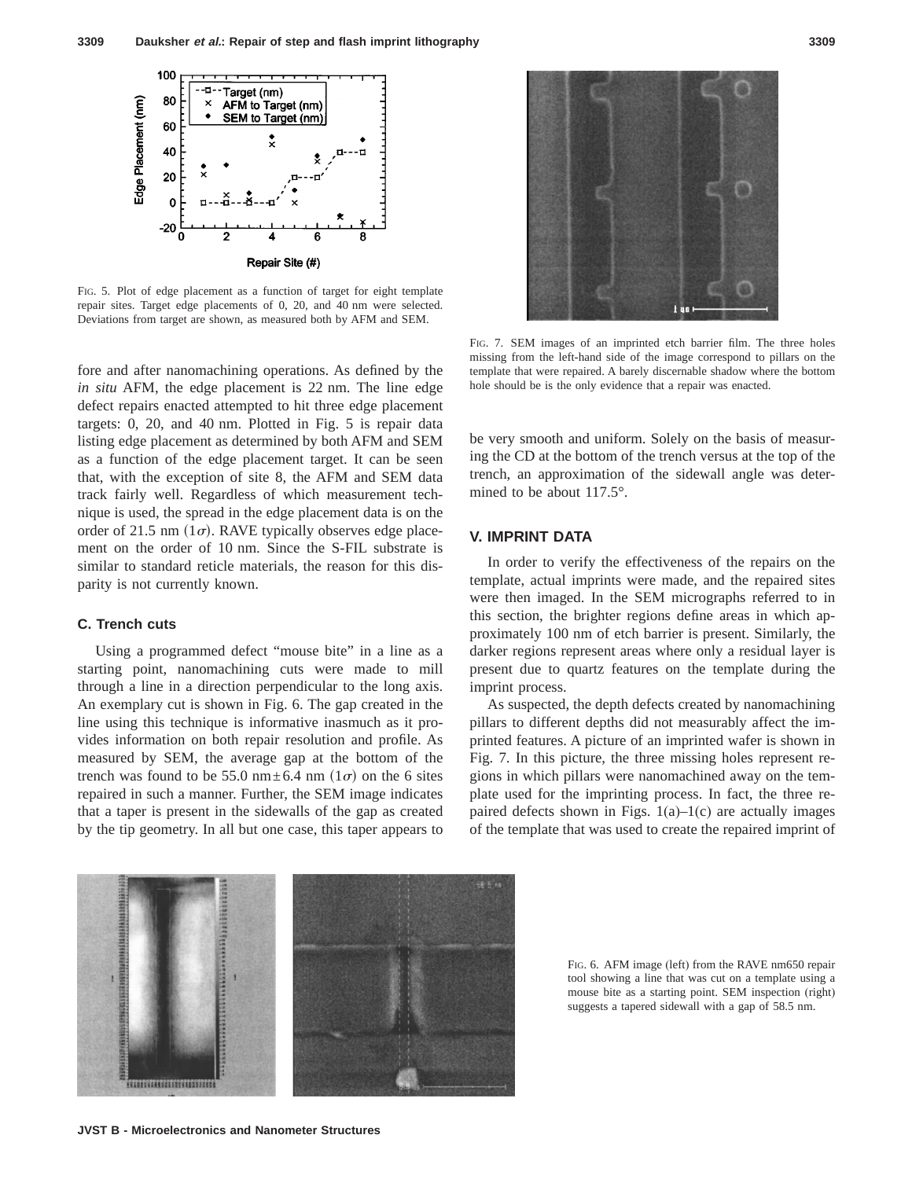FIG. 5. Plot of edge placement as a function of target for eight template repair sites. Target edge placements of 0, 20, and 40 nm were selected. Deviations from target are shown, as measured both by AFM and SEM.

fore and after nanomachining operations. As defined by the *in situ* AFM, the edge placement is 22 nm. The line edge defect repairs enacted attempted to hit three edge placement targets: 0, 20, and 40 nm. Plotted in Fig. 5 is repair data listing edge placement as determined by both AFM and SEM as a function of the edge placement target. It can be seen that, with the exception of site 8, the AFM and SEM data track fairly well. Regardless of which measurement technique is used, the spread in the edge placement data is on the order of 21.5 nm $(1\sigma)$. RAVE typically observes edge placement on the order of 10 nm. Since the S-FIL substrate is similar to standard reticle materials, the reason for this disparity is not currently known.

### C. Trench cuts

Using a programmed defect "mouse bite" in a line as a starting point, nanomachining cuts were made to mill through a line in a direction perpendicular to the long axis. An exemplary cut is shown in Fig. 6. The gap created in the line using this technique is informative inasmuch as it provides information on both repair resolution and profile. As measured by SEM, the average gap at the bottom of the trench was found to be 55.0 nm $\pm$ 6.4 nm $(1\sigma)$ on the 6 sites repaired in such a manner. Further, the SEM image indicates that a taper is present in the sidewalls of the gap as created by the tip geometry. In all but one case, this taper appears to be very smooth and uniform. Solely on the basis of measuring the CD at the bottom of the trench versus at the top of the trench, an approximation of the sidewall angle was determined to be about 117.5°.

FIG. 7. SEM images of an imprinted etch barrier film. The three holes missing from the left-hand side of the image correspond to pillars on the template that were repaired. A barely discernable shadow where the bottom hole should be is the only evidence that a repair was enacted.

## V. IMPRINT DATA

In order to verify the effectiveness of the repairs on the template, actual imprints were made, and the repaired sites were then imaged. In the SEM micrographs referred to in this section, the brighter regions define areas in which approximately 100 nm of etch barrier is present. Similarly, the darker regions represent areas where only a residual layer is present due to quartz features on the template during the imprint process.

As suspected, the depth defects created by nanomachining pillars to different depths did not measurably affect the imprinted features. A picture of an imprinted wafer is shown in Fig. 7. In this picture, the three missing holes represent regions in which pillars were nanomachined away on the template used for the imprinting process. In fact, the three repaired defects shown in Figs. 1(a)–1(c) are actually images of the template that was used to create the repaired imprint of

FIG. 6. AFM image (left) from the RAVE nm650 repair tool showing a line that was cut on a template using a mouse bite as a starting point. SEM inspection (right) suggests a tapered sidewall with a gap of 58.5 nm.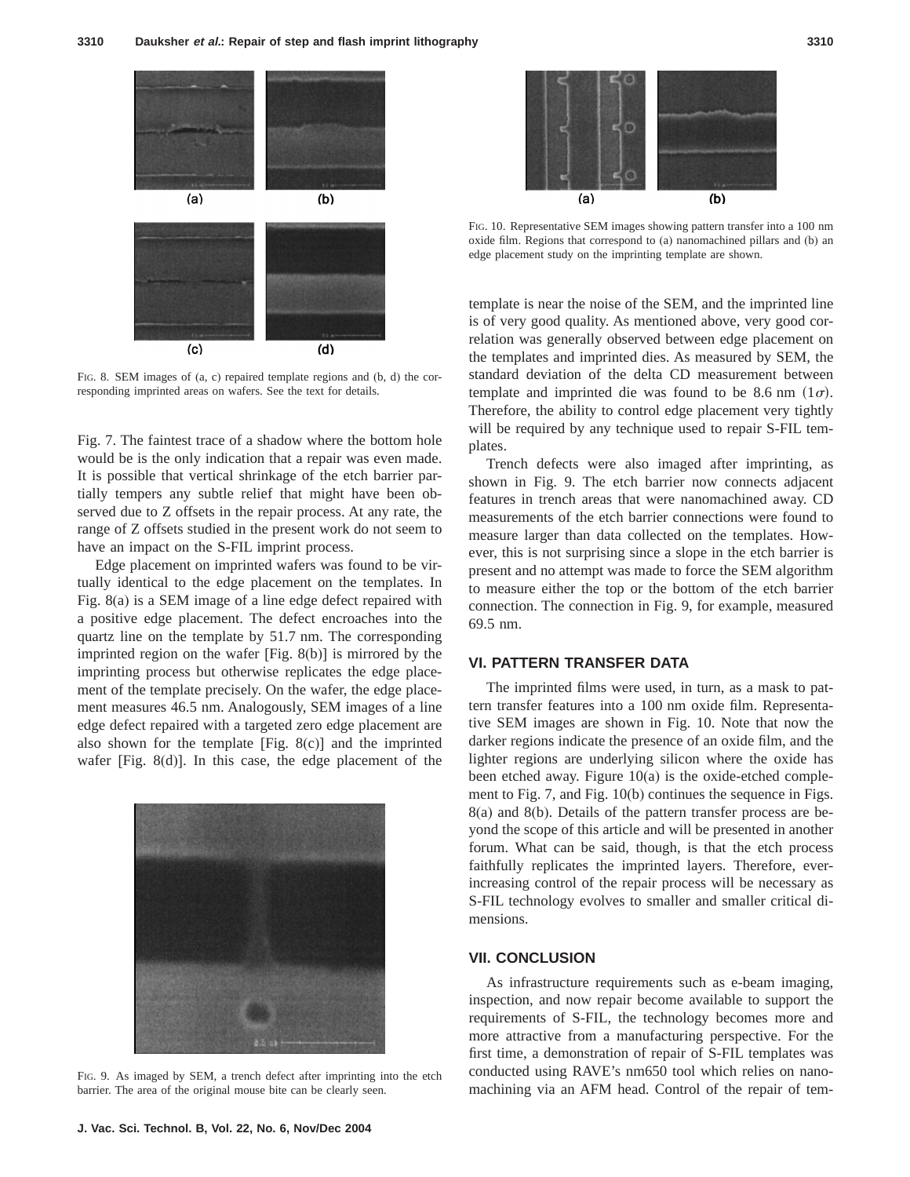FIG. 8. SEM images of (a, c) repaired template regions and (b, d) the corresponding imprinted areas on wafers. See the text for details.

Fig. 7. The faintest trace of a shadow where the bottom hole would be is the only indication that a repair was even made. It is possible that vertical shrinkage of the etch barrier partially tempers any subtle relief that might have been observed due to Z offsets in the repair process. At any rate, the range of Z offsets studied in the present work do not seem to have an impact on the S-FIL imprint process.

Edge placement on imprinted wafers was found to be virtually identical to the edge placement on the templates. In Fig. 8(a) is a SEM image of a line edge defect repaired with a positive edge placement. The defect encroaches into the quartz line on the template by 51.7 nm. The corresponding imprinted region on the wafer [Fig. 8(b)] is mirrored by the imprinting process but otherwise replicates the edge placement of the template precisely. On the wafer, the edge placement measures 46.5 nm. Analogously, SEM images of a line edge defect repaired with a targeted zero edge placement are also shown for the template [Fig. 8(c)] and the imprinted wafer [Fig. 8(d)]. In this case, the edge placement of the template is near the noise of the SEM, and the imprinted line is of very good quality. As mentioned above, very good correlation was generally observed between edge placement on the templates and imprinted dies. As measured by SEM, the standard deviation of the delta CD measurement between template and imprinted die was found to be 8.6 nm $(1\sigma)$. Therefore, the ability to control edge placement very tightly will be required by any technique used to repair S-FIL templates.

FIG. 9. As imaged by SEM, a trench defect after imprinting into the etch barrier. The area of the original mouse bite can be clearly seen.

FIG. 10. Representative SEM images showing pattern transfer into a 100 nm oxide film. Regions that correspond to (a) nanomachined pillars and (b) an edge placement study on the imprinting template are shown.

Trench defects were also imaged after imprinting, as shown in Fig. 9. The etch barrier now connects adjacent features in trench areas that were nanomachined away. CD measurements of the etch barrier connections were found to measure larger than data collected on the templates. However, this is not surprising since a slope in the etch barrier is present and no attempt was made to force the SEM algorithm to measure either the top or the bottom of the etch barrier connection. The connection in Fig. 9, for example, measured 69.5 nm.

## VI. PATTERN TRANSFER DATA

The imprinted films were used, in turn, as a mask to pattern transfer features into a 100 nm oxide film. Representative SEM images are shown in Fig. 10. Note that now the darker regions indicate the presence of an oxide film, and the lighter regions are underlying silicon where the oxide has been etched away. Figure 10(a) is the oxide-etched complement to Fig. 7, and Fig. 10(b) continues the sequence in Figs. 8(a) and 8(b). Details of the pattern transfer process are beyond the scope of this article and will be presented in another forum. What can be said, though, is that the etch process faithfully replicates the imprinted layers. Therefore, ever-increasing control of the repair process will be necessary as S-FIL technology evolves to smaller and smaller critical dimensions.

## VII. CONCLUSION

As infrastructure requirements such as e-beam imaging, inspection, and now repair become available to support the requirements of S-FIL, the technology becomes more and more attractive from a manufacturing perspective. For the first time, a demonstration of repair of S-FIL templates was conducted using RAVE's nm650 tool which relies on nanomachining via an AFM head. Control of the repair of tem-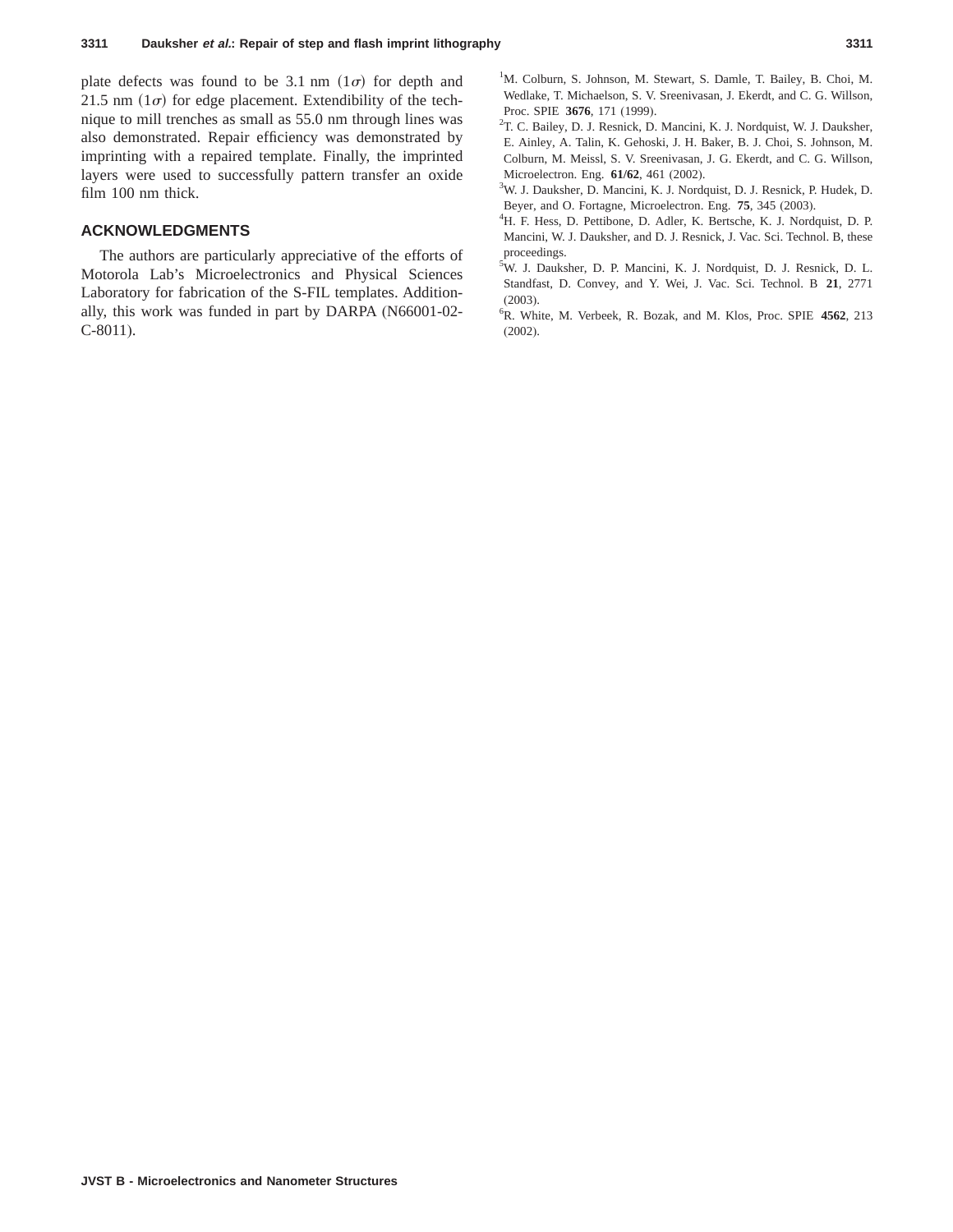plate defects was found to be 3.1 nm $(1\sigma)$ for depth and 21.5 nm $(1\sigma)$ for edge placement. Extendibility of the technique to mill trenches as small as 55.0 nm through lines was also demonstrated. Repair efficiency was demonstrated by imprinting with a repaired template. Finally, the imprinted layers were used to successfully pattern transfer an oxide film 100 nm thick.

## ACKNOWLEDGMENTS

The authors are particularly appreciative of the efforts of Motorola Lab's Microelectronics and Physical Sciences Laboratory for fabrication of the S-FIL templates. Additionally, this work was funded in part by DARPA (N66001-02-C-8011).

[1] M. Colburn, S. Johnson, M. Stewart, S. Damle, T. Bailey, B. Choi, M. Wedlake, T. Michaelson, S. V. Sreenivasan, J. Ekerdt, and C. G. Willson, Proc. SPIE **3676**, 171 (1999).

[2] T. C. Bailey, D. J. Resnick, D. Mancini, K. J. Nordquist, W. J. Dauksher, E. Ainley, A. Talin, K. Gehoski, J. H. Baker, B. J. Choi, S. Johnson, M. Colburn, M. Meissl, S. V. Sreenivasan, J. G. Ekerdt, and C. G. Willson, Microelectron. Eng. **61/62**, 461 (2002).

[3] W. J. Dauksher, D. Mancini, K. J. Nordquist, D. J. Resnick, P. Hudek, D. Beyer, and O. Fortagne, Microelectron. Eng. **75**, 345 (2003).

[4] H. F. Hess, D. Pettibone, D. Adler, K. Bertsche, K. J. Nordquist, D. P. Mancini, W. J. Dauksher, and D. J. Resnick, J. Vac. Sci. Technol. B, these proceedings.

[5] W. J. Dauksher, D. P. Mancini, K. J. Nordquist, D. J. Resnick, D. L. Standfast, D. Convey, and Y. Wei, J. Vac. Sci. Technol. B **21**, 2771 (2003).

[6] R. White, M. Verbeek, R. Bozak, and M. Klos, Proc. SPIE **4562**, 213 (2002).